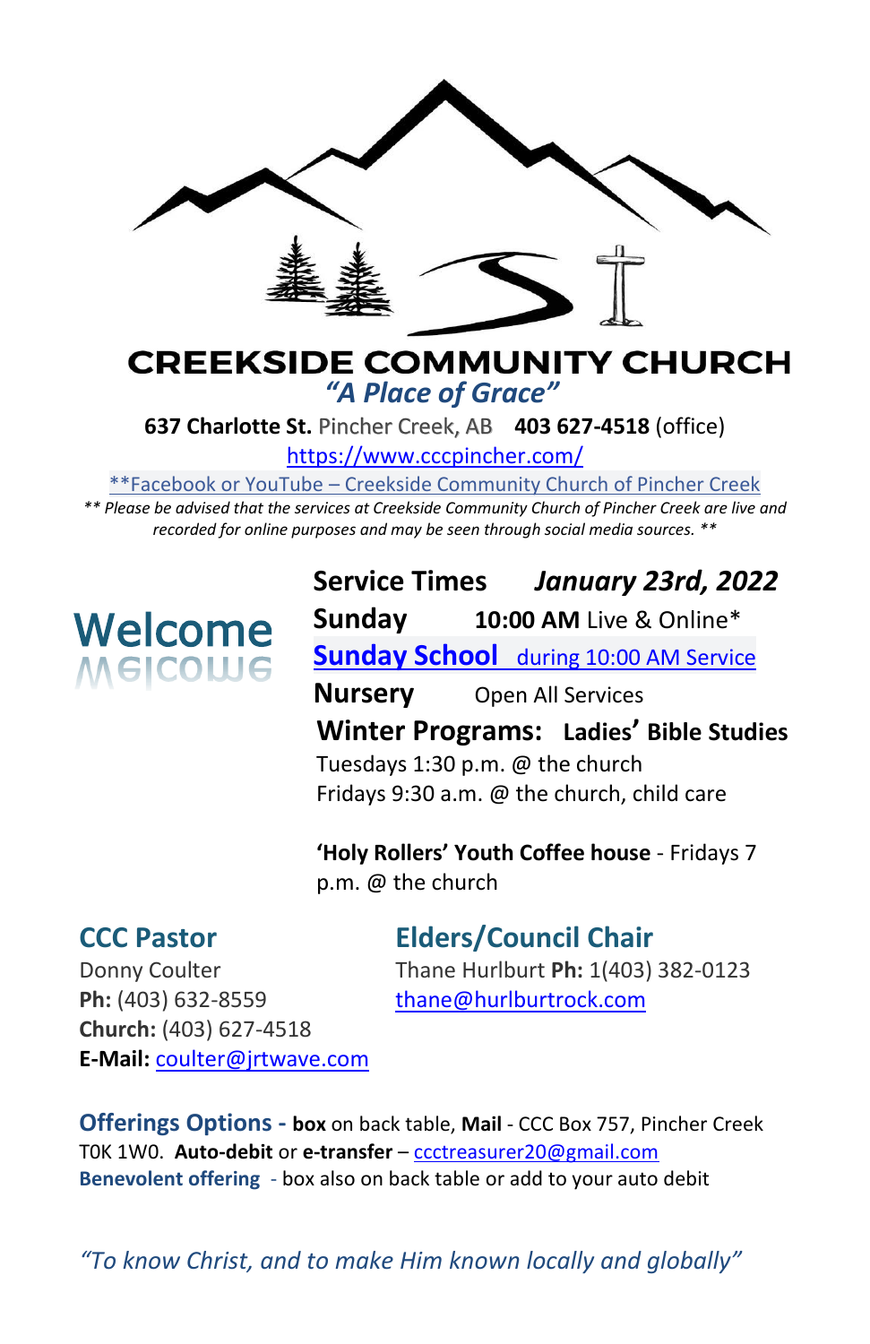# CREEKSIDE COMMUNITY CHURCH

*"A Place of Grace"*

**637 Charlotte St.** Pincher Creek, AB **403 627-4518** (office)

https://www.cccpincher.com/

**Facebook or YouTube – Creekside Community Church of Pincher Creek

*** Please be advised that the services at Creekside Community Church of Pincher Creek are live and recorded for online purposes and may be seen through social media sources. ***

## Welcome

**Service Times** ***January 23rd, 2022***

**Sunday** **10:00 AM** Live & Online*

**Sunday School** during 10:00 AM Service

**Nursery** Open All Services

**Winter Programs: Ladies' Bible Studies**

Tuesdays 1:30 p.m. @ the church

Fridays 9:30 a.m. @ the church, child care

**'Holy Rollers' Youth Coffee house** - Fridays 7 p.m. @ the church

## CCC Pastor

Donny Coulter

**Ph:** (403) 632-8559

**Church:** (403) 627-4518

**E-Mail:** coulter@jrtwave.com

## Elders/Council Chair

Thane Hurlburt **Ph:** 1(403) 382-0123

thane@hurlburtrock.com

**Offerings Options -** **box** on back table, **Mail** - CCC Box 757, Pincher Creek T0K 1W0. **Auto-debit** or **e-transfer** – ccctreasurer20@gmail.com

**Benevolent offering** - box also on back table or add to your auto debit

*"To know Christ, and to make Him known locally and globally"*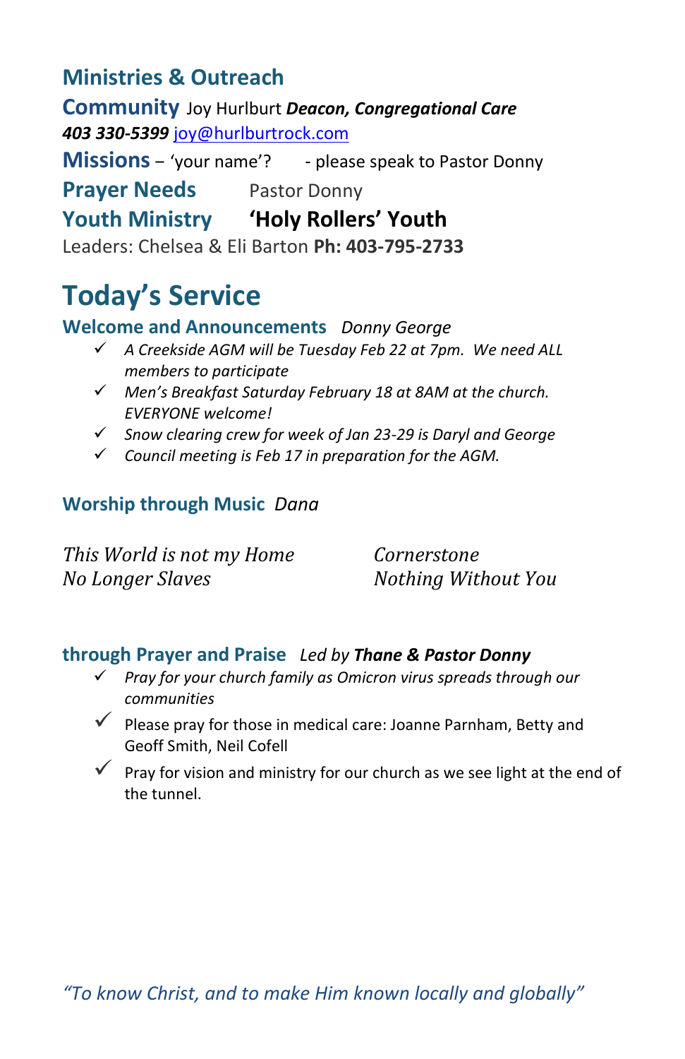## Ministries & Outreach

**Community** Joy Hurlburt ***Deacon, Congregational Care***
***403 330-5399*** joy@hurlburtrock.com

**Missions** – 'your name'? - please speak to Pastor Donny

**Prayer Needs** Pastor Donny

**Youth Ministry** **'Holy Rollers' Youth**
Leaders: Chelsea & Eli Barton **Ph: 403-795-2733**

# Today's Service

### Welcome and Announcements *Donny George*

- ✓ *A Creekside AGM will be Tuesday Feb 22 at 7pm. We need ALL members to participate*
- ✓ *Men's Breakfast Saturday February 18 at 8AM at the church. EVERYONE welcome!*
- ✓ *Snow clearing crew for week of Jan 23-29 is Daryl and George*
- ✓ *Council meeting is Feb 17 in preparation for the AGM.*

### Worship through Music *Dana*

*This World is not my Home*
*No Longer Slaves*
*Cornerstone*
*Nothing Without You*

### through Prayer and Praise *Led by **Thane & Pastor Donny***

- ✓ *Pray for your church family as Omicron virus spreads through our communities*
- ✓ Please pray for those in medical care: Joanne Parnham, Betty and Geoff Smith, Neil Cofell
- ✓ Pray for vision and ministry for our church as we see light at the end of the tunnel.

*"To know Christ, and to make Him known locally and globally"*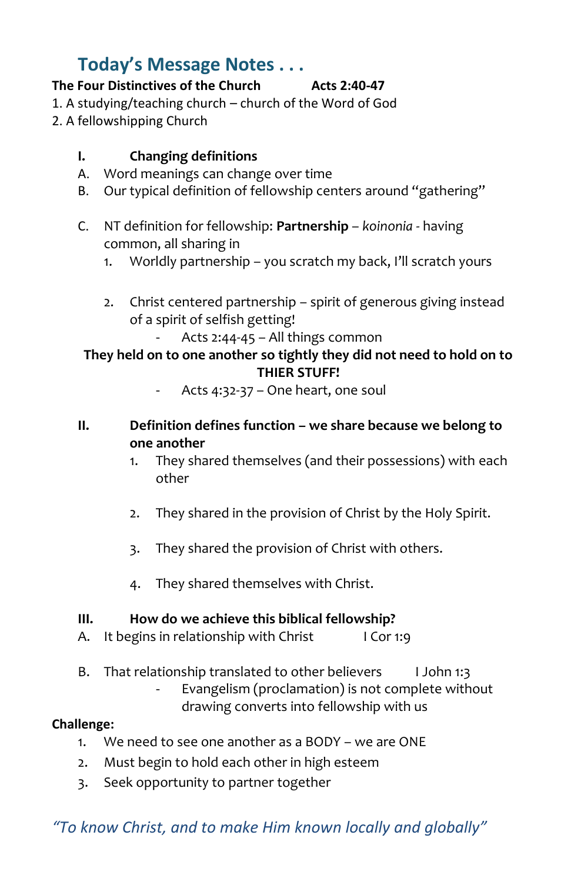## Today's Message Notes . . .

**The Four Distinctives of the Church** **Acts 2:40-47**

1. A studying/teaching church – church of the Word of God
2. A fellowshipping Church

### I. Changing definitions

A. Word meanings can change over time

B. Our typical definition of fellowship centers around "gathering"

C. NT definition for fellowship: **Partnership** – *koinonia* - having common, all sharing in

1. Worldly partnership – you scratch my back, I'll scratch yours

2. Christ centered partnership – spirit of generous giving instead of a spirit of selfish getting!
   - Acts 2:44-45 – All things common

**They held on to one another so tightly they did not need to hold on to THIER STUFF!**

   - Acts 4:32-37 – One heart, one soul

### II. Definition defines function – we share because we belong to one another

1. They shared themselves (and their possessions) with each other

2. They shared in the provision of Christ by the Holy Spirit.

3. They shared the provision of Christ with others.

4. They shared themselves with Christ.

### III. How do we achieve this biblical fellowship?

A. It begins in relationship with Christ I Cor 1:9

B. That relationship translated to other believers I John 1:3
   - Evangelism (proclamation) is not complete without drawing converts into fellowship with us

**Challenge:**

1. We need to see one another as a BODY – we are ONE
2. Must begin to hold each other in high esteem
3. Seek opportunity to partner together

*"To know Christ, and to make Him known locally and globally"*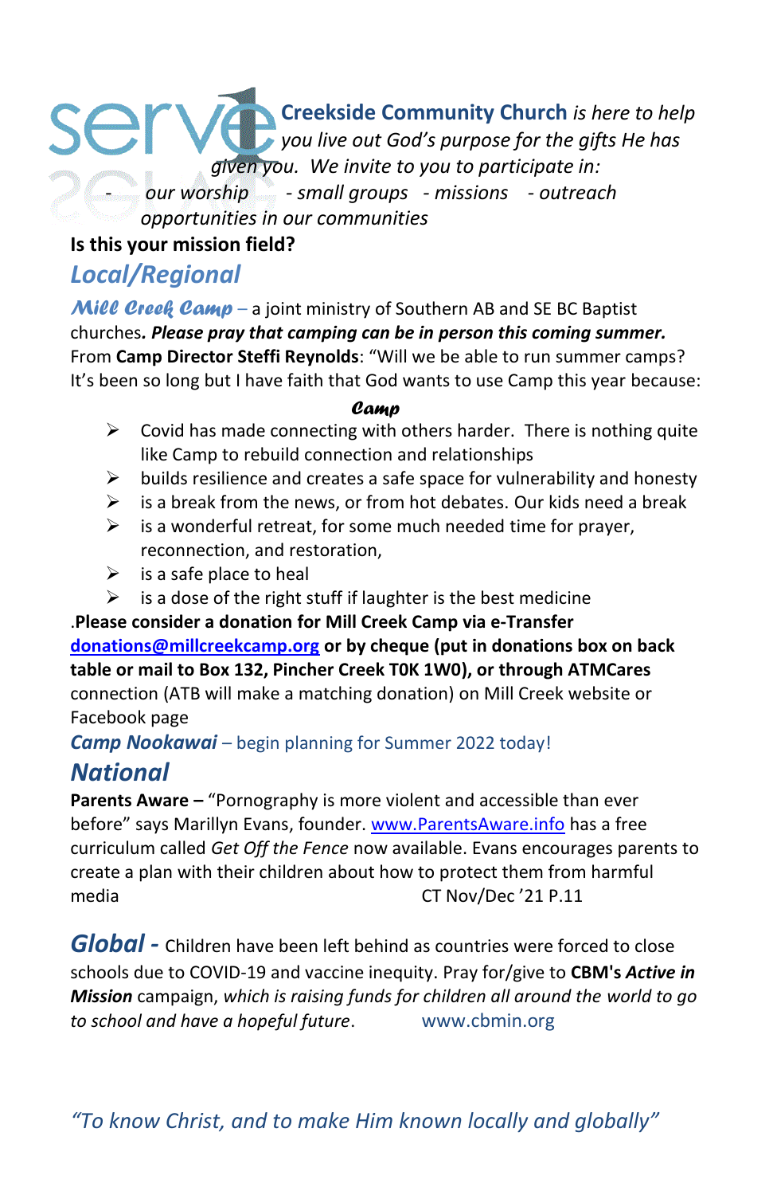serve *Creekside Community Church is here to help you live out God's purpose for the gifts He has given you. We invite to you to participate in:*

*- our worship - small groups - missions - outreach opportunities in our communities*

**Is this your mission field?**

## *Local/Regional*

***Mill Creek Camp*** – a joint ministry of Southern AB and SE BC Baptist churches**. *Please pray that camping can be in person this coming summer.*** From **Camp Director Steffi Reynolds**: "Will we be able to run summer camps? It's been so long but I have faith that God wants to use Camp this year because:

***Camp***

- Covid has made connecting with others harder. There is nothing quite like Camp to rebuild connection and relationships
- builds resilience and creates a safe space for vulnerability and honesty
- is a break from the news, or from hot debates. Our kids need a break
- is a wonderful retreat, for some much needed time for prayer, reconnection, and restoration,
- is a safe place to heal
- is a dose of the right stuff if laughter is the best medicine

.**Please consider a donation for Mill Creek Camp via e-Transfer donations@millcreekcamp.org or by cheque (put in donations box on back table or mail to Box 132, Pincher Creek T0K 1W0), or through ATMCares** connection (ATB will make a matching donation) on Mill Creek website or Facebook page

***Camp Nookawai*** – begin planning for Summer 2022 today!

## *National*

**Parents Aware –** "Pornography is more violent and accessible than ever before" says Marillyn Evans, founder. www.ParentsAware.info has a free curriculum called *Get Off the Fence* now available. Evans encourages parents to create a plan with their children about how to protect them from harmful media CT Nov/Dec '21 P.11

## *Global -* Children have been left behind as countries were forced to close schools due to COVID-19 and vaccine inequity. Pray for/give to **CBM's *Active in Mission*** campaign, *which is raising funds for children all around the world to go to school and have a hopeful future*. www.cbmin.org

*"To know Christ, and to make Him known locally and globally"*